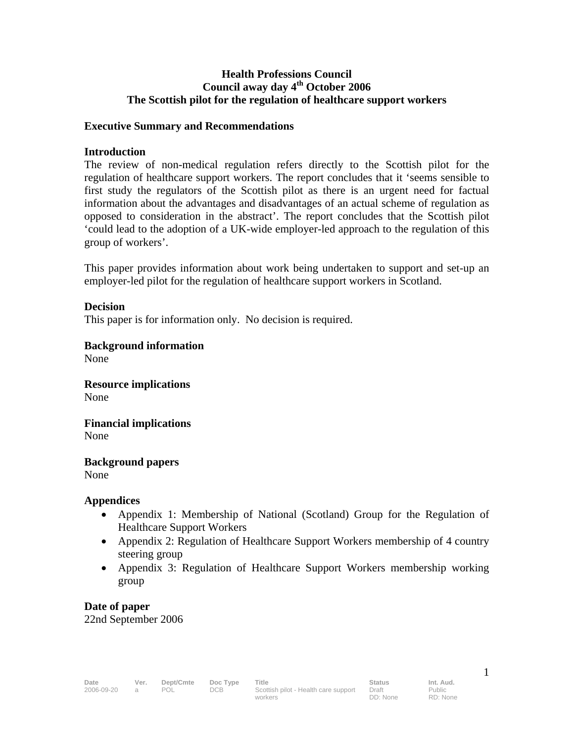**Health Professions Council**
**Council away day 4th October 2006**
**The Scottish pilot for the regulation of healthcare support workers**

## Executive Summary and Recommendations

### Introduction

The review of non-medical regulation refers directly to the Scottish pilot for the regulation of healthcare support workers. The report concludes that it 'seems sensible to first study the regulators of the Scottish pilot as there is an urgent need for factual information about the advantages and disadvantages of an actual scheme of regulation as opposed to consideration in the abstract'. The report concludes that the Scottish pilot 'could lead to the adoption of a UK-wide employer-led approach to the regulation of this group of workers'.

This paper provides information about work being undertaken to support and set-up an employer-led pilot for the regulation of healthcare support workers in Scotland.

### Decision

This paper is for information only. No decision is required.

### Background information

None

### Resource implications

None

### Financial implications

None

### Background papers

None

### Appendices

- Appendix 1: Membership of National (Scotland) Group for the Regulation of Healthcare Support Workers
- Appendix 2: Regulation of Healthcare Support Workers membership of 4 country steering group
- Appendix 3: Regulation of Healthcare Support Workers membership working group

### Date of paper

22nd September 2006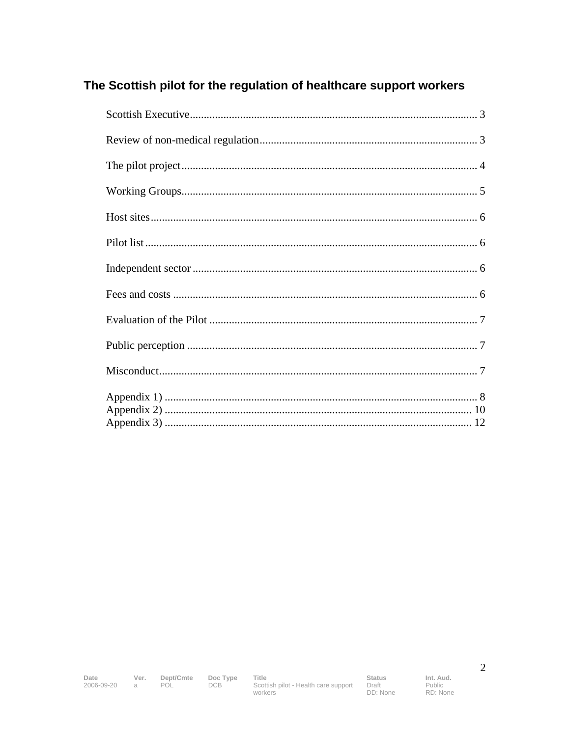## The Scottish pilot for the regulation of healthcare support workers

Scottish Executive........................................................................................................ 3

Review of non-medical regulation.................................................................................. 3

The pilot project............................................................................................................ 4

Working Groups............................................................................................................ 5

Host sites...................................................................................................................... 6

Pilot list........................................................................................................................ 6

Independent sector....................................................................................................... 6

Fees and costs .............................................................................................................. 6

Evaluation of the Pilot .................................................................................................. 7

Public perception .......................................................................................................... 7

Misconduct.................................................................................................................... 7

Appendix 1) .................................................................................................................. 8
Appendix 2) ................................................................................................................ 10
Appendix 3) ................................................................................................................ 12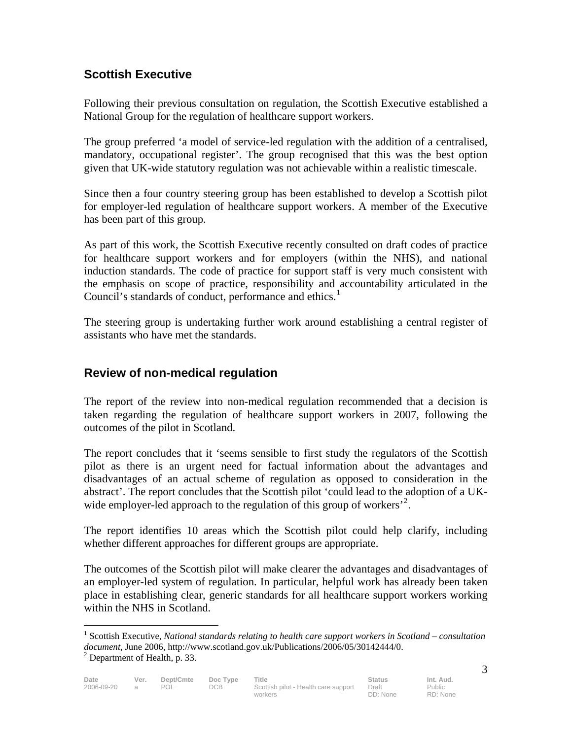## Scottish Executive

Following their previous consultation on regulation, the Scottish Executive established a National Group for the regulation of healthcare support workers.

The group preferred 'a model of service-led regulation with the addition of a centralised, mandatory, occupational register'. The group recognised that this was the best option given that UK-wide statutory regulation was not achievable within a realistic timescale.

Since then a four country steering group has been established to develop a Scottish pilot for employer-led regulation of healthcare support workers. A member of the Executive has been part of this group.

As part of this work, the Scottish Executive recently consulted on draft codes of practice for healthcare support workers and for employers (within the NHS), and national induction standards. The code of practice for support staff is very much consistent with the emphasis on scope of practice, responsibility and accountability articulated in the Council's standards of conduct, performance and ethics.[1]

The steering group is undertaking further work around establishing a central register of assistants who have met the standards.

## Review of non-medical regulation

The report of the review into non-medical regulation recommended that a decision is taken regarding the regulation of healthcare support workers in 2007, following the outcomes of the pilot in Scotland.

The report concludes that it 'seems sensible to first study the regulators of the Scottish pilot as there is an urgent need for factual information about the advantages and disadvantages of an actual scheme of regulation as opposed to consideration in the abstract'. The report concludes that the Scottish pilot 'could lead to the adoption of a UK-wide employer-led approach to the regulation of this group of workers'[2].

The report identifies 10 areas which the Scottish pilot could help clarify, including whether different approaches for different groups are appropriate.

The outcomes of the Scottish pilot will make clearer the advantages and disadvantages of an employer-led system of regulation. In particular, helpful work has already been taken place in establishing clear, generic standards for all healthcare support workers working within the NHS in Scotland.

---

[1] Scottish Executive, *National standards relating to health care support workers in Scotland – consultation document*, June 2006, http://www.scotland.gov.uk/Publications/2006/05/30142444/0.

[2] Department of Health, p. 33.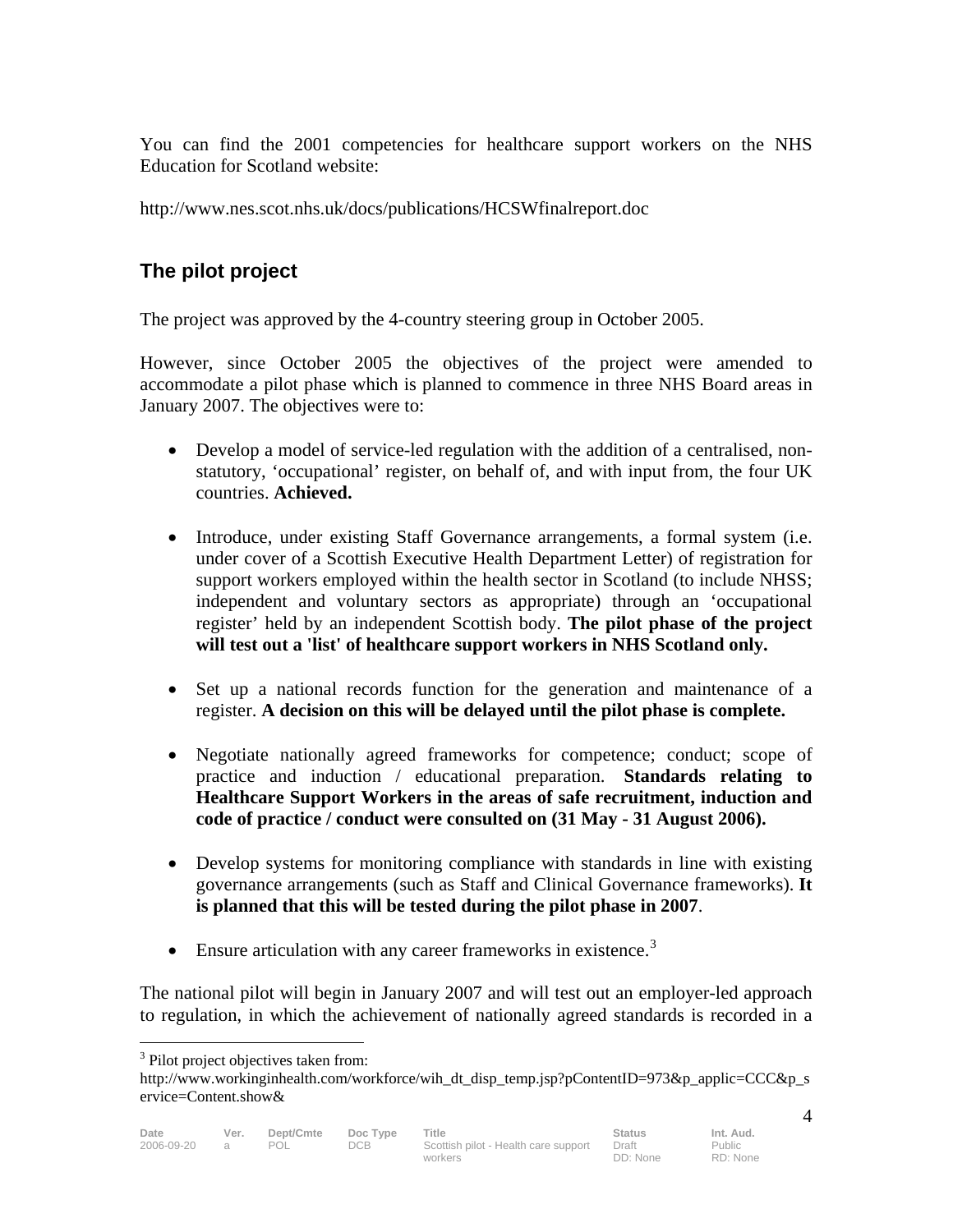You can find the 2001 competencies for healthcare support workers on the NHS Education for Scotland website:

http://www.nes.scot.nhs.uk/docs/publications/HCSWfinalreport.doc

## The pilot project

The project was approved by the 4-country steering group in October 2005.

However, since October 2005 the objectives of the project were amended to accommodate a pilot phase which is planned to commence in three NHS Board areas in January 2007. The objectives were to:

- Develop a model of service-led regulation with the addition of a centralised, non-statutory, 'occupational' register, on behalf of, and with input from, the four UK countries. **Achieved.**

- Introduce, under existing Staff Governance arrangements, a formal system (i.e. under cover of a Scottish Executive Health Department Letter) of registration for support workers employed within the health sector in Scotland (to include NHSS; independent and voluntary sectors as appropriate) through an 'occupational register' held by an independent Scottish body. **The pilot phase of the project will test out a 'list' of healthcare support workers in NHS Scotland only.**

- Set up a national records function for the generation and maintenance of a register. **A decision on this will be delayed until the pilot phase is complete.**

- Negotiate nationally agreed frameworks for competence; conduct; scope of practice and induction / educational preparation. **Standards relating to Healthcare Support Workers in the areas of safe recruitment, induction and code of practice / conduct were consulted on (31 May - 31 August 2006).**

- Develop systems for monitoring compliance with standards in line with existing governance arrangements (such as Staff and Clinical Governance frameworks). **It is planned that this will be tested during the pilot phase in 2007**.

- Ensure articulation with any career frameworks in existence.[3]

The national pilot will begin in January 2007 and will test out an employer-led approach to regulation, in which the achievement of nationally agreed standards is recorded in a

[3] Pilot project objectives taken from: http://www.workinginhealth.com/workforce/wih_dt_disp_temp.jsp?pContentID=973&p_applic=CCC&p_service=Content.show&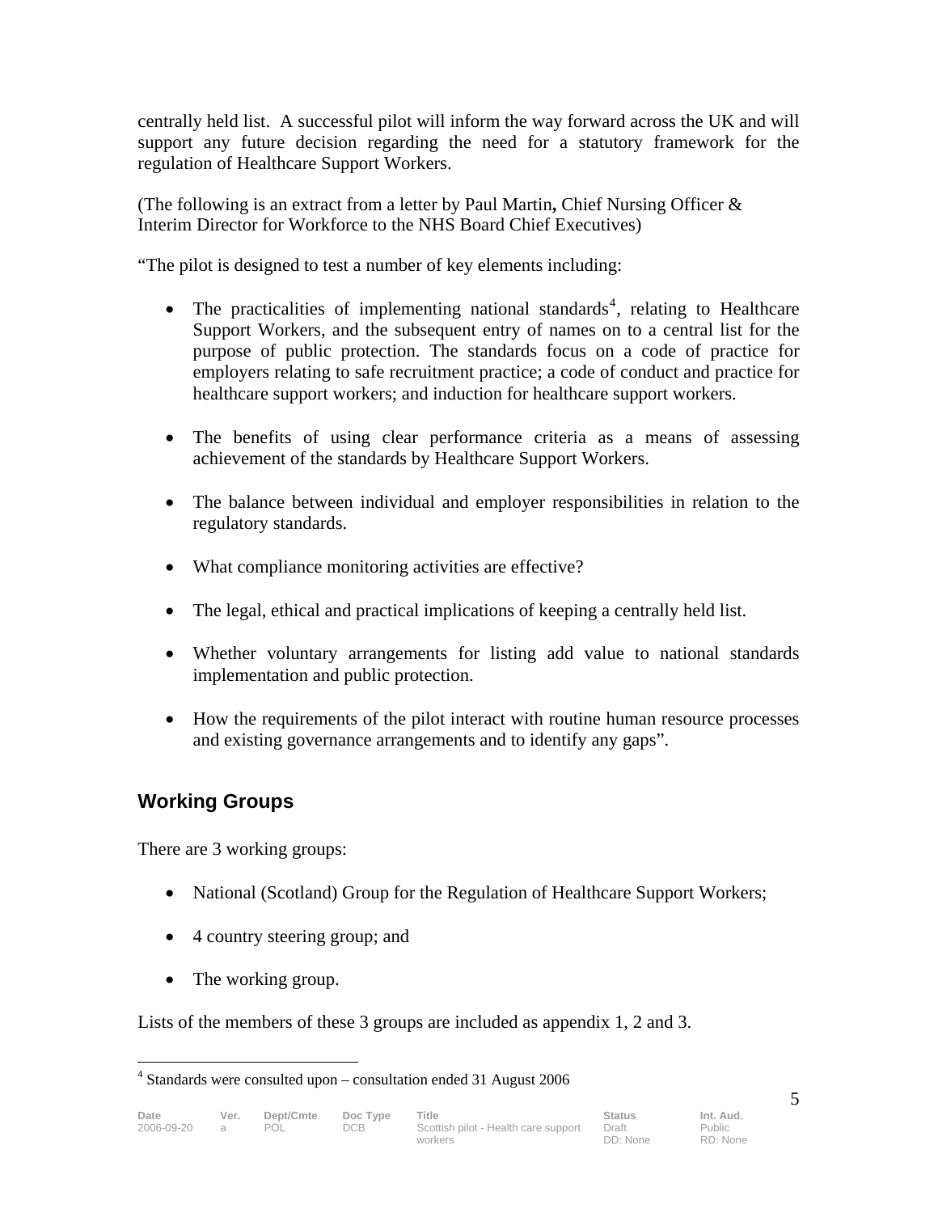centrally held list. A successful pilot will inform the way forward across the UK and will support any future decision regarding the need for a statutory framework for the regulation of Healthcare Support Workers.

(The following is an extract from a letter by Paul Martin**,** Chief Nursing Officer & Interim Director for Workforce to the NHS Board Chief Executives)

"The pilot is designed to test a number of key elements including:

- The practicalities of implementing national standards[4], relating to Healthcare Support Workers, and the subsequent entry of names on to a central list for the purpose of public protection. The standards focus on a code of practice for employers relating to safe recruitment practice; a code of conduct and practice for healthcare support workers; and induction for healthcare support workers.
- The benefits of using clear performance criteria as a means of assessing achievement of the standards by Healthcare Support Workers.
- The balance between individual and employer responsibilities in relation to the regulatory standards.
- What compliance monitoring activities are effective?
- The legal, ethical and practical implications of keeping a centrally held list.
- Whether voluntary arrangements for listing add value to national standards implementation and public protection.
- How the requirements of the pilot interact with routine human resource processes and existing governance arrangements and to identify any gaps".

## Working Groups

There are 3 working groups:

- National (Scotland) Group for the Regulation of Healthcare Support Workers;
- 4 country steering group; and
- The working group.

Lists of the members of these 3 groups are included as appendix 1, 2 and 3.

[4] Standards were consulted upon – consultation ended 31 August 2006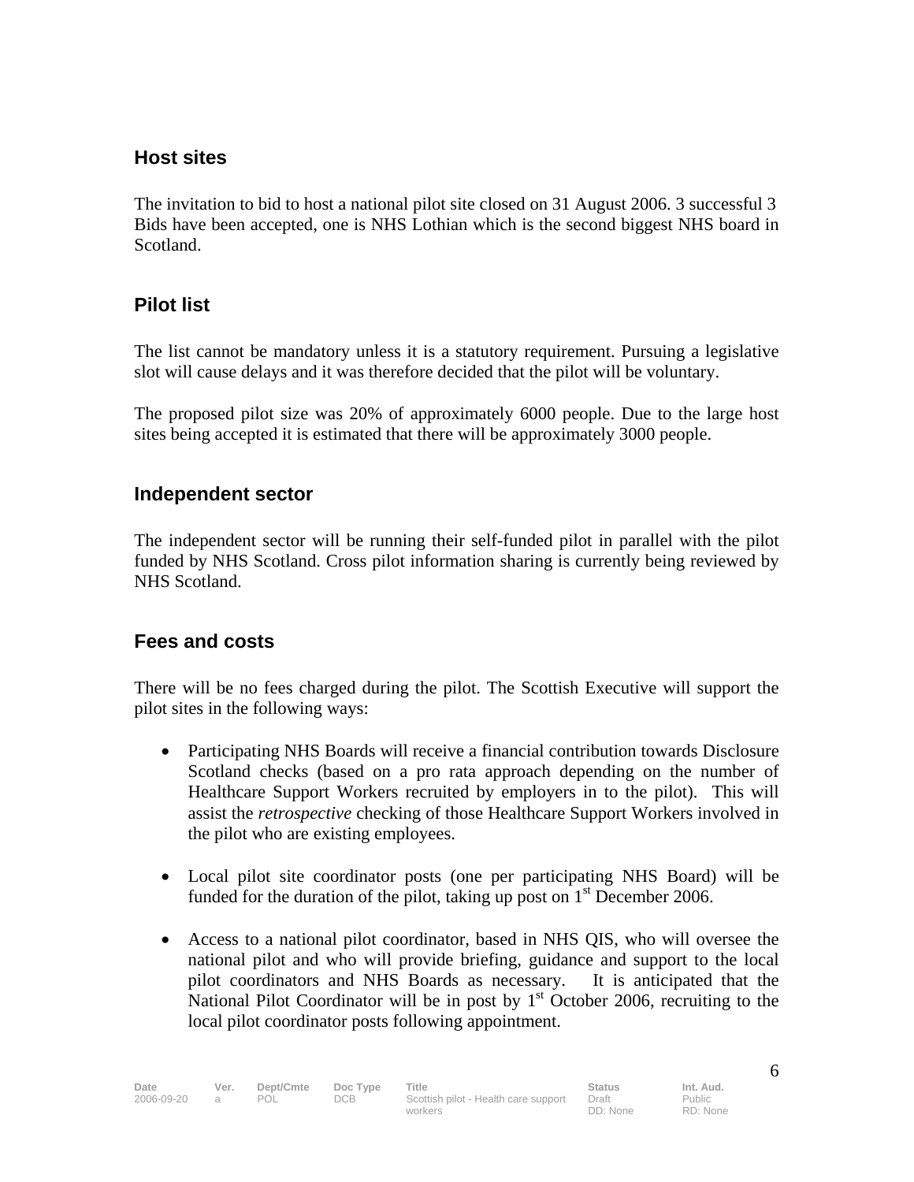## Host sites

The invitation to bid to host a national pilot site closed on 31 August 2006. 3 successful 3 Bids have been accepted, one is NHS Lothian which is the second biggest NHS board in Scotland.

## Pilot list

The list cannot be mandatory unless it is a statutory requirement. Pursuing a legislative slot will cause delays and it was therefore decided that the pilot will be voluntary.

The proposed pilot size was 20% of approximately 6000 people. Due to the large host sites being accepted it is estimated that there will be approximately 3000 people.

## Independent sector

The independent sector will be running their self-funded pilot in parallel with the pilot funded by NHS Scotland. Cross pilot information sharing is currently being reviewed by NHS Scotland.

## Fees and costs

There will be no fees charged during the pilot. The Scottish Executive will support the pilot sites in the following ways:

- Participating NHS Boards will receive a financial contribution towards Disclosure Scotland checks (based on a pro rata approach depending on the number of Healthcare Support Workers recruited by employers in to the pilot). This will assist the *retrospective* checking of those Healthcare Support Workers involved in the pilot who are existing employees.

- Local pilot site coordinator posts (one per participating NHS Board) will be funded for the duration of the pilot, taking up post on 1st December 2006.

- Access to a national pilot coordinator, based in NHS QIS, who will oversee the national pilot and who will provide briefing, guidance and support to the local pilot coordinators and NHS Boards as necessary. It is anticipated that the National Pilot Coordinator will be in post by 1st October 2006, recruiting to the local pilot coordinator posts following appointment.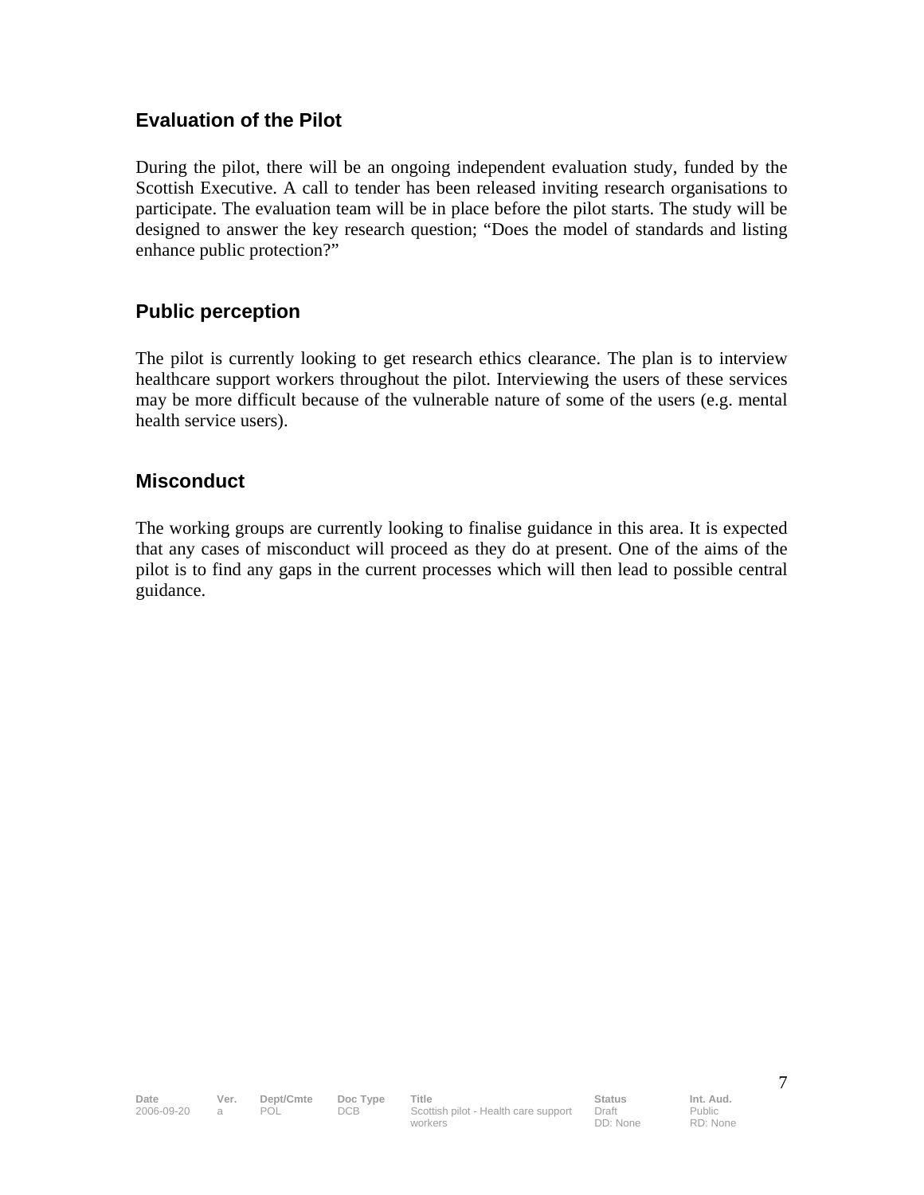## Evaluation of the Pilot

During the pilot, there will be an ongoing independent evaluation study, funded by the Scottish Executive. A call to tender has been released inviting research organisations to participate. The evaluation team will be in place before the pilot starts. The study will be designed to answer the key research question; "Does the model of standards and listing enhance public protection?"

## Public perception

The pilot is currently looking to get research ethics clearance. The plan is to interview healthcare support workers throughout the pilot. Interviewing the users of these services may be more difficult because of the vulnerable nature of some of the users (e.g. mental health service users).

## Misconduct

The working groups are currently looking to finalise guidance in this area. It is expected that any cases of misconduct will proceed as they do at present. One of the aims of the pilot is to find any gaps in the current processes which will then lead to possible central guidance.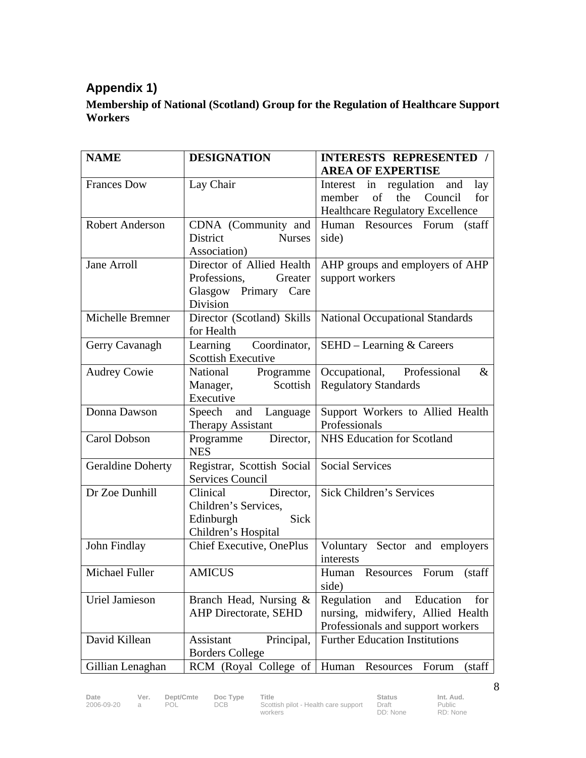## Appendix 1)

**Membership of National (Scotland) Group for the Regulation of Healthcare Support Workers**

| NAME | DESIGNATION | INTERESTS REPRESENTED / AREA OF EXPERTISE |
|---|---|---|
| Frances Dow | Lay Chair | Interest in regulation and lay member of the Council for Healthcare Regulatory Excellence |
| Robert Anderson | CDNA (Community and District Nurses Association) | Human Resources Forum (staff side) |
| Jane Arroll | Director of Allied Health Professions, Greater Glasgow Primary Care Division | AHP groups and employers of AHP support workers |
| Michelle Bremner | Director (Scotland) Skills for Health | National Occupational Standards |
| Gerry Cavanagh | Learning Coordinator, Scottish Executive | SEHD – Learning & Careers |
| Audrey Cowie | National Programme Manager, Scottish Executive | Occupational, Professional & Regulatory Standards |
| Donna Dawson | Speech and Language Therapy Assistant | Support Workers to Allied Health Professionals |
| Carol Dobson | Programme Director, NES | NHS Education for Scotland |
| Geraldine Doherty | Registrar, Scottish Social Services Council | Social Services |
| Dr Zoe Dunhill | Clinical Director, Children's Services, Edinburgh Sick Children's Hospital | Sick Children's Services |
| John Findlay | Chief Executive, OnePlus | Voluntary Sector and employers interests |
| Michael Fuller | AMICUS | Human Resources Forum (staff side) |
| Uriel Jamieson | Branch Head, Nursing & AHP Directorate, SEHD | Regulation and Education for nursing, midwifery, Allied Health Professionals and support workers |
| David Killean | Assistant Principal, Borders College | Further Education Institutions |
| Gillian Lenaghan | RCM (Royal College of | Human Resources Forum (staff |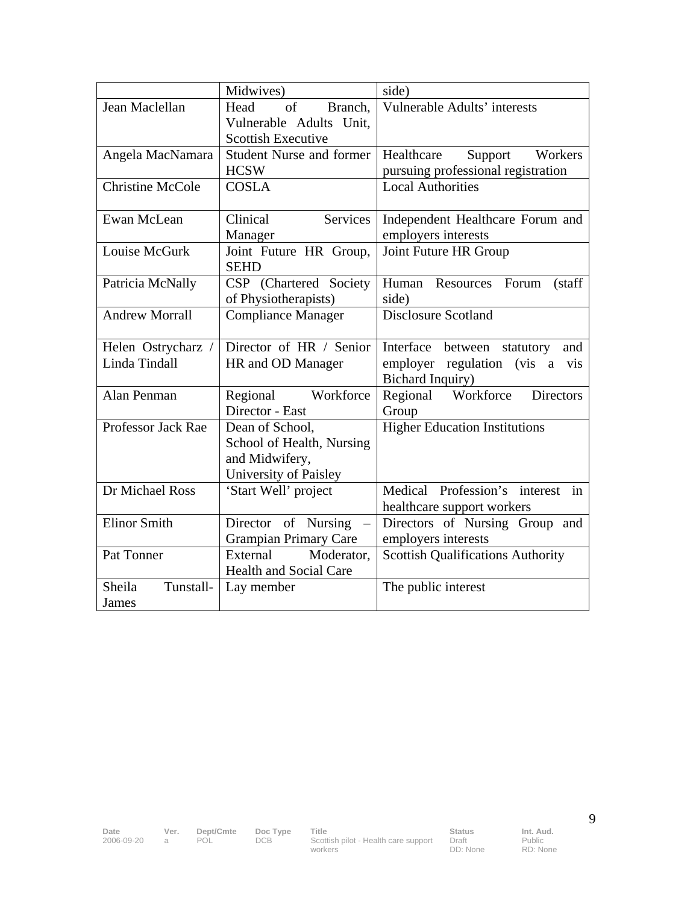| | | |
|---|---|---|
| | Midwives) | side) |
| Jean Maclellan | Head of Branch, Vulnerable Adults Unit, Scottish Executive | Vulnerable Adults' interests |
| Angela MacNamara | Student Nurse and former HCSW | Healthcare Support Workers pursuing professional registration |
| Christine McCole | COSLA | Local Authorities |
| Ewan McLean | Clinical Services Manager | Independent Healthcare Forum and employers interests |
| Louise McGurk | Joint Future HR Group, SEHD | Joint Future HR Group |
| Patricia McNally | CSP (Chartered Society of Physiotherapists) | Human Resources Forum (staff side) |
| Andrew Morrall | Compliance Manager | Disclosure Scotland |
| Helen Ostrycharz / Linda Tindall | Director of HR / Senior HR and OD Manager | Interface between statutory and employer regulation (vis a vis Bichard Inquiry) |
| Alan Penman | Regional Workforce Director - East | Regional Workforce Directors Group |
| Professor Jack Rae | Dean of School, School of Health, Nursing and Midwifery, University of Paisley | Higher Education Institutions |
| Dr Michael Ross | 'Start Well' project | Medical Profession's interest in healthcare support workers |
| Elinor Smith | Director of Nursing – Grampian Primary Care | Directors of Nursing Group and employers interests |
| Pat Tonner | External Moderator, Health and Social Care | Scottish Qualifications Authority |
| Sheila Tunstall-James | Lay member | The public interest |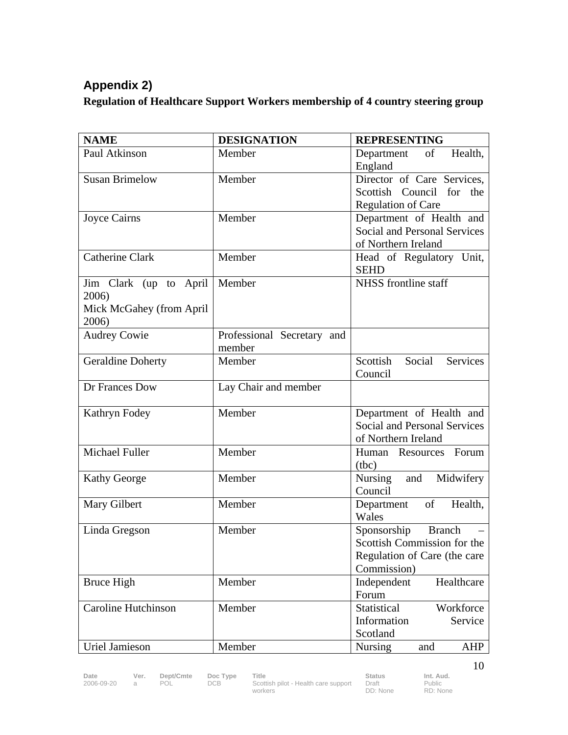## Appendix 2)

**Regulation of Healthcare Support Workers membership of 4 country steering group**

| NAME | DESIGNATION | REPRESENTING |
|---|---|---|
| Paul Atkinson | Member | Department of Health, England |
| Susan Brimelow | Member | Director of Care Services, Scottish Council for the Regulation of Care |
| Joyce Cairns | Member | Department of Health and Social and Personal Services of Northern Ireland |
| Catherine Clark | Member | Head of Regulatory Unit, SEHD |
| Jim Clark (up to April 2006)<br>Mick McGahey (from April 2006) | Member | NHSS frontline staff |
| Audrey Cowie | Professional Secretary and member | |
| Geraldine Doherty | Member | Scottish Social Services Council |
| Dr Frances Dow | Lay Chair and member | |
| Kathryn Fodey | Member | Department of Health and Social and Personal Services of Northern Ireland |
| Michael Fuller | Member | Human Resources Forum (tbc) |
| Kathy George | Member | Nursing and Midwifery Council |
| Mary Gilbert | Member | Department of Health, Wales |
| Linda Gregson | Member | Sponsorship Branch – Scottish Commission for the Regulation of Care (the care Commission) |
| Bruce High | Member | Independent Healthcare Forum |
| Caroline Hutchinson | Member | Statistical Workforce Information Service Scotland |
| Uriel Jamieson | Member | Nursing and AHP |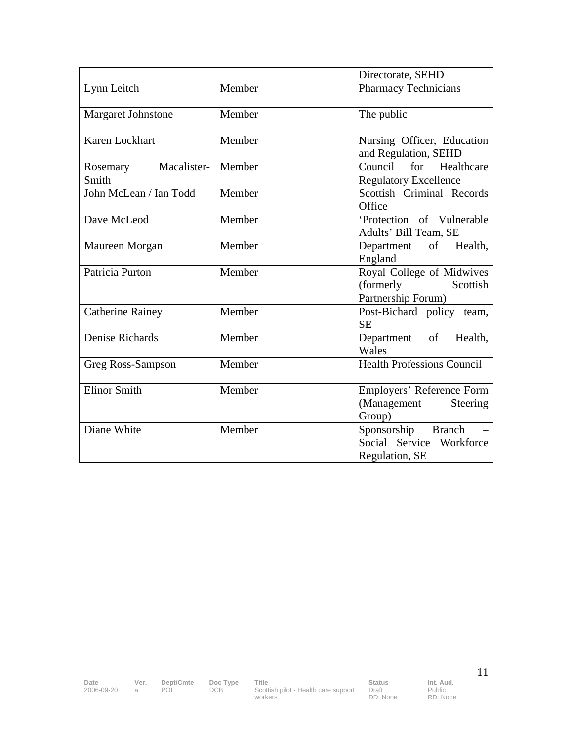| | | |
|---|---|---|
| | | Directorate, SEHD |
| Lynn Leitch | Member | Pharmacy Technicians |
| Margaret Johnstone | Member | The public |
| Karen Lockhart | Member | Nursing Officer, Education and Regulation, SEHD |
| Rosemary Macalister-Smith | Member | Council for Healthcare Regulatory Excellence |
| John McLean / Ian Todd | Member | Scottish Criminal Records Office |
| Dave McLeod | Member | 'Protection of Vulnerable Adults' Bill Team, SE |
| Maureen Morgan | Member | Department of Health, England |
| Patricia Purton | Member | Royal College of Midwives (formerly Scottish Partnership Forum) |
| Catherine Rainey | Member | Post-Bichard policy team, SE |
| Denise Richards | Member | Department of Health, Wales |
| Greg Ross-Sampson | Member | Health Professions Council |
| Elinor Smith | Member | Employers' Reference Form (Management Steering Group) |
| Diane White | Member | Sponsorship Branch – Social Service Workforce Regulation, SE |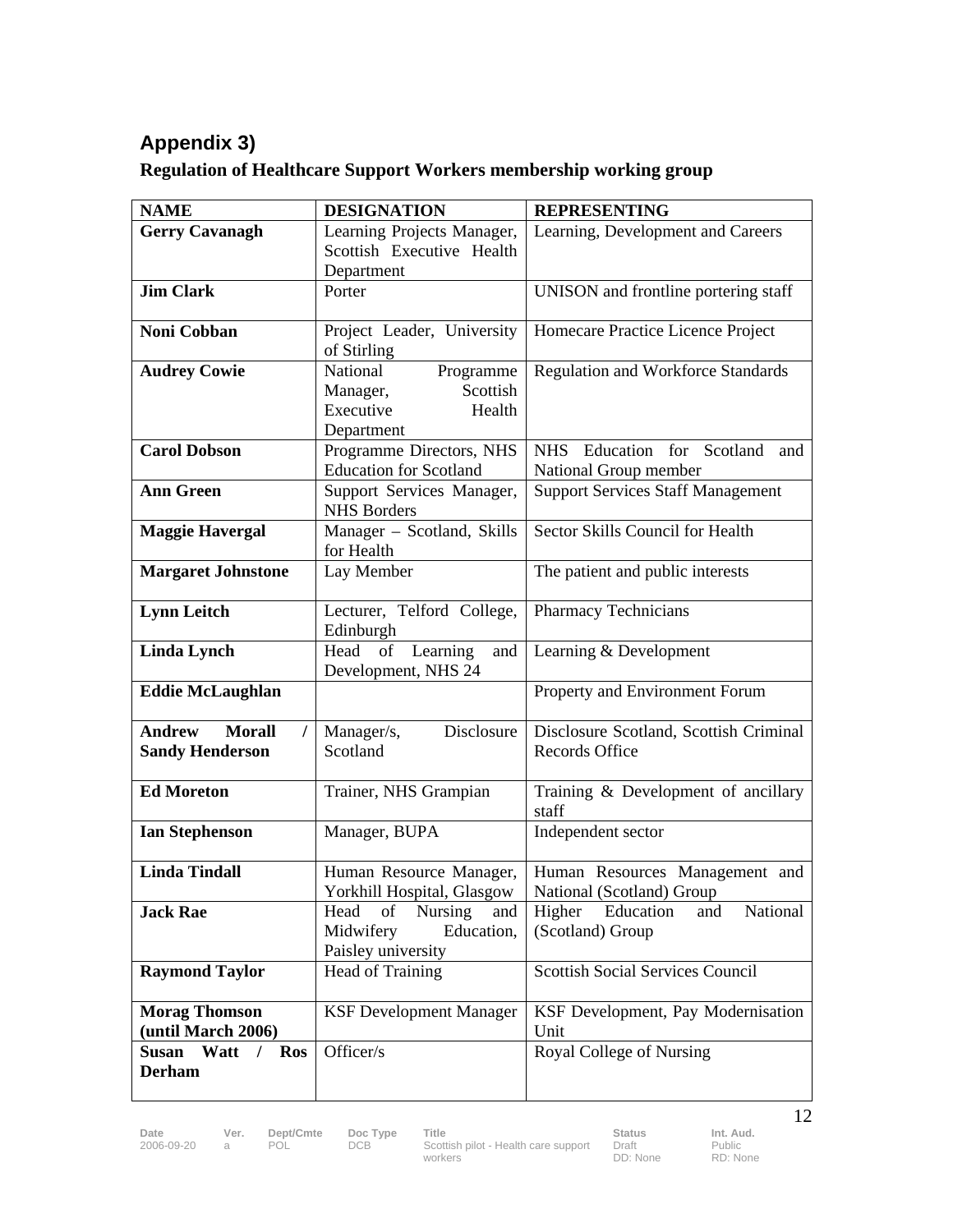## Appendix 3)

**Regulation of Healthcare Support Workers membership working group**

| NAME | DESIGNATION | REPRESENTING |
|---|---|---|
| **Gerry Cavanagh** | Learning Projects Manager, Scottish Executive Health Department | Learning, Development and Careers |
| **Jim Clark** | Porter | UNISON and frontline portering staff |
| **Noni Cobban** | Project Leader, University of Stirling | Homecare Practice Licence Project |
| **Audrey Cowie** | National Programme Manager, Scottish Executive Health Department | Regulation and Workforce Standards |
| **Carol Dobson** | Programme Directors, NHS Education for Scotland | NHS Education for Scotland and National Group member |
| **Ann Green** | Support Services Manager, NHS Borders | Support Services Staff Management |
| **Maggie Havergal** | Manager – Scotland, Skills for Health | Sector Skills Council for Health |
| **Margaret Johnstone** | Lay Member | The patient and public interests |
| **Lynn Leitch** | Lecturer, Telford College, Edinburgh | Pharmacy Technicians |
| **Linda Lynch** | Head of Learning and Development, NHS 24 | Learning & Development |
| **Eddie McLaughlan** | | Property and Environment Forum |
| **Andrew Morall / Sandy Henderson** | Manager/s, Disclosure Scotland | Disclosure Scotland, Scottish Criminal Records Office |
| **Ed Moreton** | Trainer, NHS Grampian | Training & Development of ancillary staff |
| **Ian Stephenson** | Manager, BUPA | Independent sector |
| **Linda Tindall** | Human Resource Manager, Yorkhill Hospital, Glasgow | Human Resources Management and National (Scotland) Group |
| **Jack Rae** | Head of Nursing and Midwifery Education, Paisley university | Higher Education and National (Scotland) Group |
| **Raymond Taylor** | Head of Training | Scottish Social Services Council |
| **Morag Thomson (until March 2006)** | KSF Development Manager | KSF Development, Pay Modernisation Unit |
| **Susan Watt / Ros Derham** | Officer/s | Royal College of Nursing |